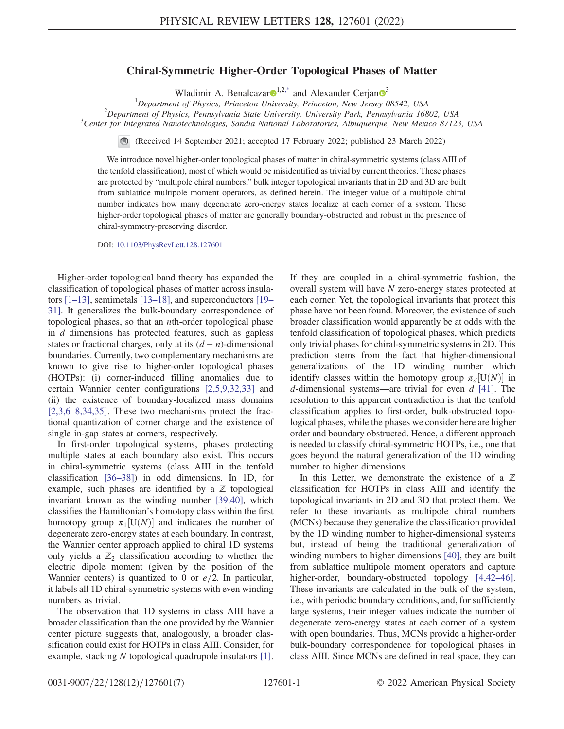# Chiral-Symmetric Higher-Order Topological Phases of Matter

Wladimir A. Benalcazar[1,2,*] and Alexander Cerjan[3]

[1]*Department of Physics, Princeton University, Princeton, New Jersey 08542, USA*
[2]*Department of Physics, Pennsylvania State University, University Park, Pennsylvania 16802, USA*
[3]*Center for Integrated Nanotechnologies, Sandia National Laboratories, Albuquerque, New Mexico 87123, USA*

(Received 14 September 2021; accepted 17 February 2022; published 23 March 2022)

We introduce novel higher-order topological phases of matter in chiral-symmetric systems (class AIII of the tenfold classification), most of which would be misidentified as trivial by current theories. These phases are protected by "multipole chiral numbers," bulk integer topological invariants that in 2D and 3D are built from sublattice multipole moment operators, as defined herein. The integer value of a multipole chiral number indicates how many degenerate zero-energy states localize at each corner of a system. These higher-order topological phases of matter are generally boundary-obstructed and robust in the presence of chiral-symmetry-preserving disorder.

DOI: 10.1103/PhysRevLett.128.127601

Higher-order topological band theory has expanded the classification of topological phases of matter across insulators [1–13], semimetals [13–18], and superconductors [19–31]. It generalizes the bulk-boundary correspondence of topological phases, so that an $n$th-order topological phase in $d$ dimensions has protected features, such as gapless states or fractional charges, only at its $(d-n)$-dimensional boundaries. Currently, two complementary mechanisms are known to give rise to higher-order topological phases (HOTPs): (i) corner-induced filling anomalies due to certain Wannier center configurations [2,5,9,32,33] and (ii) the existence of boundary-localized mass domains [2,3,6–8,34,35]. These two mechanisms protect the fractional quantization of corner charge and the existence of single in-gap states at corners, respectively.

In first-order topological systems, phases protecting multiple states at each boundary also exist. This occurs in chiral-symmetric systems (class AIII in the tenfold classification [36–38]) in odd dimensions. In 1D, for example, such phases are identified by a $\mathbb{Z}$ topological invariant known as the winding number [39,40], which classifies the Hamiltonian's homotopy class within the first homotopy group $\pi_1[\mathrm{U}(N)]$ and indicates the number of degenerate zero-energy states at each boundary. In contrast, the Wannier center approach applied to chiral 1D systems only yields a $\mathbb{Z}_2$ classification according to whether the electric dipole moment (given by the position of the Wannier centers) is quantized to 0 or $e/2$. In particular, it labels all 1D chiral-symmetric systems with even winding numbers as trivial.

The observation that 1D systems in class AIII have a broader classification than the one provided by the Wannier center picture suggests that, analogously, a broader classification could exist for HOTPs in class AIII. Consider, for example, stacking $N$ topological quadrupole insulators [1]. If they are coupled in a chiral-symmetric fashion, the overall system will have $N$ zero-energy states protected at each corner. Yet, the topological invariants that protect this phase have not been found. Moreover, the existence of such broader classification would apparently be at odds with the tenfold classification of topological phases, which predicts only trivial phases for chiral-symmetric systems in 2D. This prediction stems from the fact that higher-dimensional generalizations of the 1D winding number—which identify classes within the homotopy group $\pi_d[\mathrm{U}(N)]$ in $d$-dimensional systems—are trivial for even $d$ [41]. The resolution to this apparent contradiction is that the tenfold classification applies to first-order, bulk-obstructed topological phases, while the phases we consider here are higher order and boundary obstructed. Hence, a different approach is needed to classify chiral-symmetric HOTPs, i.e., one that goes beyond the natural generalization of the 1D winding number to higher dimensions.

In this Letter, we demonstrate the existence of a $\mathbb{Z}$ classification for HOTPs in class AIII and identify the topological invariants in 2D and 3D that protect them. We refer to these invariants as multipole chiral numbers (MCNs) because they generalize the classification provided by the 1D winding number to higher-dimensional systems but, instead of being the traditional generalization of winding numbers to higher dimensions [40], they are built from sublattice multipole moment operators and capture higher-order, boundary-obstructed topology [4,42–46]. These invariants are calculated in the bulk of the system, i.e., with periodic boundary conditions, and, for sufficiently large systems, their integer values indicate the number of degenerate zero-energy states at each corner of a system with open boundaries. Thus, MCNs provide a higher-order bulk-boundary correspondence for topological phases in class AIII. Since MCNs are defined in real space, they can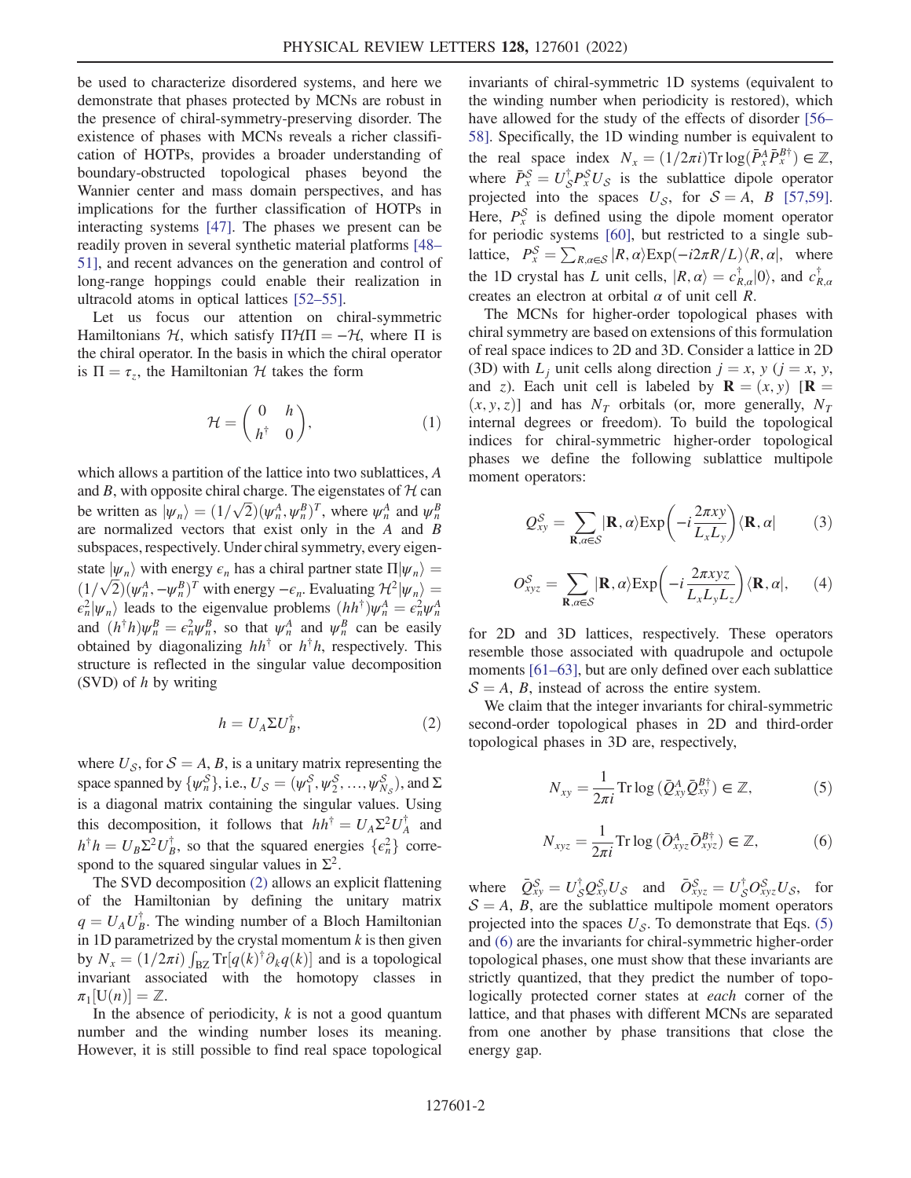be used to characterize disordered systems, and here we demonstrate that phases protected by MCNs are robust in the presence of chiral-symmetry-preserving disorder. The existence of phases with MCNs reveals a richer classification of HOTPs, provides a broader understanding of boundary-obstructed topological phases beyond the Wannier center and mass domain perspectives, and has implications for the further classification of HOTPs in interacting systems [47]. The phases we present can be readily proven in several synthetic material platforms [48–51], and recent advances on the generation and control of long-range hoppings could enable their realization in ultracold atoms in optical lattices [52–55].

Let us focus our attention on chiral-symmetric Hamiltonians $\mathcal{H}$, which satisfy $\Pi\mathcal{H}\Pi = -\mathcal{H}$, where $\Pi$ is the chiral operator. In the basis in which the chiral operator is $\Pi = \tau_z$, the Hamiltonian $\mathcal{H}$ takes the form

$$\mathcal{H} = \begin{pmatrix} 0 & h \\ h^\dagger & 0 \end{pmatrix}, \tag{1}$$

which allows a partition of the lattice into two sublattices, $A$ and $B$, with opposite chiral charge. The eigenstates of $\mathcal{H}$ can be written as $|\psi_n\rangle = (1/\sqrt{2})(\psi_n^A, \psi_n^B)^T$, where $\psi_n^A$ and $\psi_n^B$ are normalized vectors that exist only in the $A$ and $B$ subspaces, respectively. Under chiral symmetry, every eigenstate $|\psi_n\rangle$ with energy $\epsilon_n$ has a chiral partner state $\Pi|\psi_n\rangle = (1/\sqrt{2})(\psi_n^A, -\psi_n^B)^T$ with energy $-\epsilon_n$. Evaluating $\mathcal{H}^2|\psi_n\rangle = \epsilon_n^2|\psi_n\rangle$ leads to the eigenvalue problems $(hh^\dagger)\psi_n^A = \epsilon_n^2\psi_n^A$ and $(h^\dagger h)\psi_n^B = \epsilon_n^2\psi_n^B$, so that $\psi_n^A$ and $\psi_n^B$ can be easily obtained by diagonalizing $hh^\dagger$ or $h^\dagger h$, respectively. This structure is reflected in the singular value decomposition (SVD) of $h$ by writing

$$h = U_A \Sigma U_B^\dagger, \tag{2}$$

where $U_\mathcal{S}$, for $\mathcal{S} = A, B$, is a unitary matrix representing the space spanned by $\{\psi_n^\mathcal{S}\}$, i.e., $U_\mathcal{S} = (\psi_1^\mathcal{S}, \psi_2^\mathcal{S}, \ldots, \psi_{N_\mathcal{S}}^\mathcal{S})$, and $\Sigma$ is a diagonal matrix containing the singular values. Using this decomposition, it follows that $hh^\dagger = U_A\Sigma^2U_A^\dagger$ and $h^\dagger h = U_B\Sigma^2U_B^\dagger$, so that the squared energies $\{\epsilon_n^2\}$ correspond to the squared singular values in $\Sigma^2$.

The SVD decomposition (2) allows an explicit flattening of the Hamiltonian by defining the unitary matrix $q = U_A U_B^\dagger$. The winding number of a Bloch Hamiltonian in 1D parametrized by the crystal momentum $k$ is then given by $N_x = (1/2\pi i)\int_{\mathrm{BZ}} \mathrm{Tr}[q(k)^\dagger \partial_k q(k)]$ and is a topological invariant associated with the homotopy classes in $\pi_1[\mathrm{U}(n)] = \mathbb{Z}$.

In the absence of periodicity, $k$ is not a good quantum number and the winding number loses its meaning. However, it is still possible to find real space topological invariants of chiral-symmetric 1D systems (equivalent to the winding number when periodicity is restored), which have allowed for the study of the effects of disorder [56–58]. Specifically, the 1D winding number is equivalent to the real space index $N_x = (1/2\pi i)\mathrm{Tr}\log(\bar{P}_x^A\bar{P}_x^{B\dagger}) \in \mathbb{Z}$, where $\bar{P}_x^\mathcal{S} = U_\mathcal{S}^\dagger P_x^\mathcal{S} U_\mathcal{S}$ is the sublattice dipole operator projected into the spaces $U_\mathcal{S}$, for $\mathcal{S} = A, B$ [57,59]. Here, $P_x^\mathcal{S}$ is defined using the dipole moment operator for periodic systems [60], but restricted to a single sublattice, $P_x^\mathcal{S} = \sum_{R,\alpha\in\mathcal{S}} |R,\alpha\rangle \mathrm{Exp}(-i2\pi R/L)\langle R,\alpha|$, where the 1D crystal has $L$ unit cells, $|R,\alpha\rangle = c_{R,\alpha}^\dagger|0\rangle$, and $c_{R,\alpha}^\dagger$ creates an electron at orbital $\alpha$ of unit cell $R$.

The MCNs for higher-order topological phases with chiral symmetry are based on extensions of this formulation of real space indices to 2D and 3D. Consider a lattice in 2D (3D) with $L_j$ unit cells along direction $j = x, y$ ($j = x, y$, and $z$). Each unit cell is labeled by $\mathbf{R} = (x, y)$ [$\mathbf{R} = (x, y, z)$] and has $N_T$ orbitals (or, more generally, $N_T$ internal degrees or freedom). To build the topological indices for chiral-symmetric higher-order topological phases we define the following sublattice multipole moment operators:

$$Q_{xy}^\mathcal{S} = \sum_{\mathbf{R},\alpha\in\mathcal{S}} |\mathbf{R},\alpha\rangle \mathrm{Exp}\left(-i\frac{2\pi xy}{L_xL_y}\right)\langle\mathbf{R},\alpha| \tag{3}$$

$$O_{xyz}^\mathcal{S} = \sum_{\mathbf{R},\alpha\in\mathcal{S}} |\mathbf{R},\alpha\rangle \mathrm{Exp}\left(-i\frac{2\pi xyz}{L_xL_yL_z}\right)\langle\mathbf{R},\alpha|, \tag{4}$$

for 2D and 3D lattices, respectively. These operators resemble those associated with quadrupole and octupole moments [61–63], but are only defined over each sublattice $\mathcal{S} = A, B$, instead of across the entire system.

We claim that the integer invariants for chiral-symmetric second-order topological phases in 2D and third-order topological phases in 3D are, respectively,

$$N_{xy} = \frac{1}{2\pi i}\mathrm{Tr}\log(\bar{Q}_{xy}^A\bar{Q}_{xy}^{B\dagger}) \in \mathbb{Z}, \tag{5}$$

$$N_{xyz} = \frac{1}{2\pi i}\mathrm{Tr}\log(\bar{O}_{xyz}^A\bar{O}_{xyz}^{B\dagger}) \in \mathbb{Z}, \tag{6}$$

where $\bar{Q}_{xy}^\mathcal{S} = U_\mathcal{S}^\dagger Q_{xy}^\mathcal{S} U_\mathcal{S}$ and $\bar{O}_{xyz}^\mathcal{S} = U_\mathcal{S}^\dagger O_{xyz}^\mathcal{S} U_\mathcal{S}$, for $\mathcal{S} = A, B$, are the sublattice multipole moment operators projected into the spaces $U_\mathcal{S}$. To demonstrate that Eqs. (5) and (6) are the invariants for chiral-symmetric higher-order topological phases, one must show that these invariants are strictly quantized, that they predict the number of topologically protected corner states at *each* corner of the lattice, and that phases with different MCNs are separated from one another by phase transitions that close the energy gap.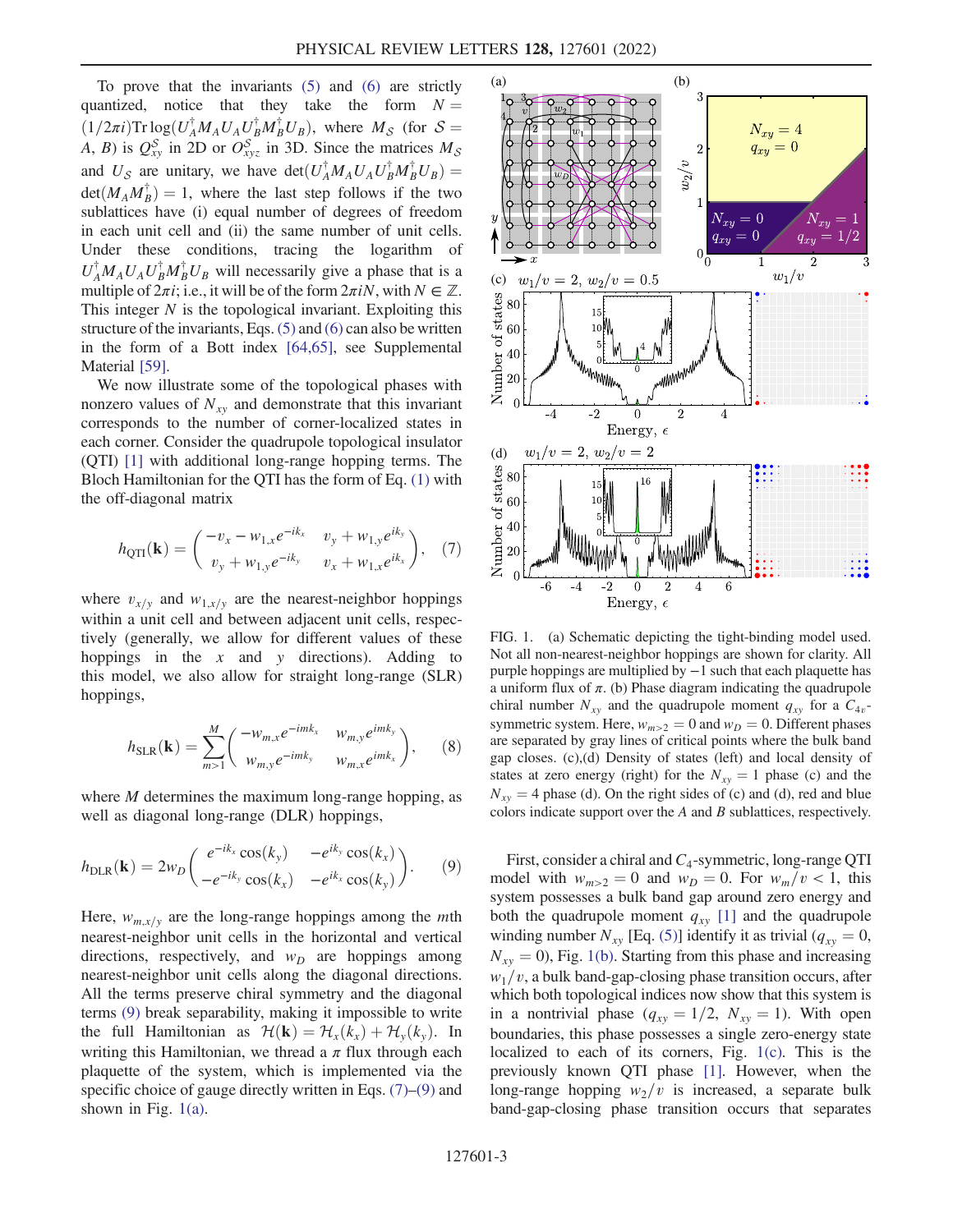To prove that the invariants (5) and (6) are strictly quantized, notice that they take the form $N = (1/2\pi i)\mathrm{Tr}\log(U_A^\dagger M_A U_A U_B^\dagger M_B^\dagger U_B)$, where $M_\mathcal{S}$ (for $\mathcal{S} = A, B$) is $Q_{xy}^\mathcal{S}$ in 2D or $O_{xyz}^\mathcal{S}$ in 3D. Since the matrices $M_\mathcal{S}$ and $U_\mathcal{S}$ are unitary, we have $\det(U_A^\dagger M_A U_A U_B^\dagger M_B^\dagger U_B) = \det(M_A M_B^\dagger) = 1$, where the last step follows if the two sublattices have (i) equal number of degrees of freedom in each unit cell and (ii) the same number of unit cells. Under these conditions, tracing the logarithm of $U_A^\dagger M_A U_A U_B^\dagger M_B^\dagger U_B$ will necessarily give a phase that is a multiple of $2\pi i$; i.e., it will be of the form $2\pi i N$, with $N \in \mathbb{Z}$. This integer $N$ is the topological invariant. Exploiting this structure of the invariants, Eqs. (5) and (6) can also be written in the form of a Bott index [64,65], see Supplemental Material [59].

We now illustrate some of the topological phases with nonzero values of $N_{xy}$ and demonstrate that this invariant corresponds to the number of corner-localized states in each corner. Consider the quadrupole topological insulator (QTI) [1] with additional long-range hopping terms. The Bloch Hamiltonian for the QTI has the form of Eq. (1) with the off-diagonal matrix

$$h_{\mathrm{QTI}}(\mathbf{k}) = \begin{pmatrix} -v_x - w_{1,x}e^{-ik_x} & v_y + w_{1,y}e^{ik_y} \\ v_y + w_{1,y}e^{-ik_y} & v_x + w_{1,x}e^{ik_x} \end{pmatrix}, \quad (7)$$

where $v_{x/y}$ and $w_{1,x/y}$ are the nearest-neighbor hoppings within a unit cell and between adjacent unit cells, respectively (generally, we allow for different values of these hoppings in the $x$ and $y$ directions). Adding to this model, we also allow for straight long-range (SLR) hoppings,

$$h_{\mathrm{SLR}}(\mathbf{k}) = \sum_{m>1}^{M} \begin{pmatrix} -w_{m,x}e^{-imk_x} & w_{m,y}e^{imk_y} \\ w_{m,y}e^{-imk_y} & w_{m,x}e^{imk_x} \end{pmatrix}, \quad (8)$$

where $M$ determines the maximum long-range hopping, as well as diagonal long-range (DLR) hoppings,

$$h_{\mathrm{DLR}}(\mathbf{k}) = 2w_D \begin{pmatrix} e^{-ik_x}\cos(k_y) & -e^{ik_y}\cos(k_x) \\ -e^{-ik_y}\cos(k_x) & -e^{ik_x}\cos(k_y) \end{pmatrix}. \quad (9)$$

Here, $w_{m,x/y}$ are the long-range hoppings among the $m$th nearest-neighbor unit cells in the horizontal and vertical directions, respectively, and $w_D$ are hoppings among nearest-neighbor unit cells along the diagonal directions. All the terms preserve chiral symmetry and the diagonal terms (9) break separability, making it impossible to write the full Hamiltonian as $\mathcal{H}(\mathbf{k}) = \mathcal{H}_x(k_x) + \mathcal{H}_y(k_y)$. In writing this Hamiltonian, we thread a $\pi$ flux through each plaquette of the system, which is implemented via the specific choice of gauge directly written in Eqs. (7)–(9) and shown in Fig. 1(a).

FIG. 1. (a) Schematic depicting the tight-binding model used. Not all non-nearest-neighbor hoppings are shown for clarity. All purple hoppings are multiplied by $-1$ such that each plaquette has a uniform flux of $\pi$. (b) Phase diagram indicating the quadrupole chiral number $N_{xy}$ and the quadrupole moment $q_{xy}$ for a $C_{4v}$-symmetric system. Here, $w_{m>2} = 0$ and $w_D = 0$. Different phases are separated by gray lines of critical points where the bulk band gap closes. (c),(d) Density of states (left) and local density of states at zero energy (right) for the $N_{xy} = 1$ phase (c) and the $N_{xy} = 4$ phase (d). On the right sides of (c) and (d), red and blue colors indicate support over the $A$ and $B$ sublattices, respectively.

First, consider a chiral and $C_4$-symmetric, long-range QTI model with $w_{m>2} = 0$ and $w_D = 0$. For $w_m/v < 1$, this system possesses a bulk band gap around zero energy and both the quadrupole moment $q_{xy}$ [1] and the quadrupole winding number $N_{xy}$ [Eq. (5)] identify it as trivial ($q_{xy} = 0$, $N_{xy} = 0$), Fig. 1(b). Starting from this phase and increasing $w_1/v$, a bulk band-gap-closing phase transition occurs, after which both topological indices now show that this system is in a nontrivial phase ($q_{xy} = 1/2$, $N_{xy} = 1$). With open boundaries, this phase possesses a single zero-energy state localized to each of its corners, Fig. 1(c). This is the previously known QTI phase [1]. However, when the long-range hopping $w_2/v$ is increased, a separate bulk band-gap-closing phase transition occurs that separates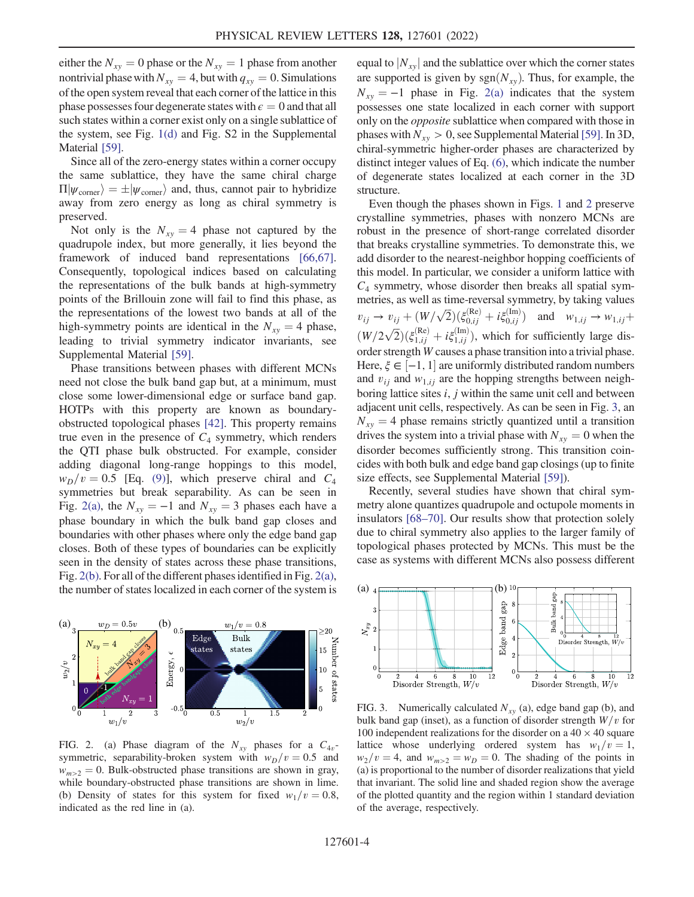either the $N_{xy} = 0$ phase or the $N_{xy} = 1$ phase from another nontrivial phase with $N_{xy} = 4$, but with $q_{xy} = 0$. Simulations of the open system reveal that each corner of the lattice in this phase possesses four degenerate states with $\epsilon = 0$ and that all such states within a corner exist only on a single sublattice of the system, see Fig. 1(d) and Fig. S2 in the Supplemental Material [59].

Since all of the zero-energy states within a corner occupy the same sublattice, they have the same chiral charge $\Pi|\psi_{\text{corner}}\rangle = \pm|\psi_{\text{corner}}\rangle$ and, thus, cannot pair to hybridize away from zero energy as long as chiral symmetry is preserved.

Not only is the $N_{xy} = 4$ phase not captured by the quadrupole index, but more generally, it lies beyond the framework of induced band representations [66,67]. Consequently, topological indices based on calculating the representations of the bulk bands at high-symmetry points of the Brillouin zone will fail to find this phase, as the representations of the lowest two bands at all of the high-symmetry points are identical in the $N_{xy} = 4$ phase, leading to trivial symmetry indicator invariants, see Supplemental Material [59].

Phase transitions between phases with different MCNs need not close the bulk band gap but, at a minimum, must close some lower-dimensional edge or surface band gap. HOTPs with this property are known as boundary-obstructed topological phases [42]. This property remains true even in the presence of $C_4$ symmetry, which renders the QTI phase bulk obstructed. For example, consider adding diagonal long-range hoppings to this model, $w_D/v = 0.5$ [Eq. (9)], which preserve chiral and $C_4$ symmetries but break separability. As can be seen in Fig. 2(a), the $N_{xy} = -1$ and $N_{xy} = 3$ phases each have a phase boundary in which the bulk band gap closes and boundaries with other phases where only the edge band gap closes. Both of these types of boundaries can be explicitly seen in the density of states across these phase transitions, Fig. 2(b). For all of the different phases identified in Fig. 2(a), the number of states localized in each corner of the system is equal to $|N_{xy}|$ and the sublattice over which the corner states are supported is given by $\text{sgn}(N_{xy})$. Thus, for example, the $N_{xy} = -1$ phase in Fig. 2(a) indicates that the system possesses one state localized in each corner with support only on the *opposite* sublattice when compared with those in phases with $N_{xy} > 0$, see Supplemental Material [59]. In 3D, chiral-symmetric higher-order phases are characterized by distinct integer values of Eq. (6), which indicate the number of degenerate states localized at each corner in the 3D structure.

FIG. 2. (a) Phase diagram of the $N_{xy}$ phases for a $C_{4v}$-symmetric, separability-broken system with $w_D/v = 0.5$ and $w_{m>2} = 0$. Bulk-obstructed phase transitions are shown in gray, while boundary-obstructed phase transitions are shown in lime. (b) Density of states for this system for fixed $w_1/v = 0.8$, indicated as the red line in (a).

Even though the phases shown in Figs. 1 and 2 preserve crystalline symmetries, phases with nonzero MCNs are robust in the presence of short-range correlated disorder that breaks crystalline symmetries. To demonstrate this, we add disorder to the nearest-neighbor hopping coefficients of this model. In particular, we consider a uniform lattice with $C_4$ symmetry, whose disorder then breaks all spatial symmetries, as well as time-reversal symmetry, by taking values $v_{ij} \to v_{ij} + (W/\sqrt{2})(\xi_{0,ij}^{(\text{Re})} + i\xi_{0,ij}^{(\text{Im})})$ and $w_{1,ij} \to w_{1,ij} + (W/2\sqrt{2})(\xi_{1,ij}^{(\text{Re})} + i\xi_{1,ij}^{(\text{Im})})$, which for sufficiently large disorder strength $W$ causes a phase transition into a trivial phase. Here, $\xi \in [-1, 1]$ are uniformly distributed random numbers and $v_{ij}$ and $w_{1,ij}$ are the hopping strengths between neighboring lattice sites $i$, $j$ within the same unit cell and between adjacent unit cells, respectively. As can be seen in Fig. 3, an $N_{xy} = 4$ phase remains strictly quantized until a transition drives the system into a trivial phase with $N_{xy} = 0$ when the disorder becomes sufficiently strong. This transition coincides with both bulk and edge band gap closings (up to finite size effects, see Supplemental Material [59]).

Recently, several studies have shown that chiral symmetry alone quantizes quadrupole and octupole moments in insulators [68–70]. Our results show that protection solely due to chiral symmetry also applies to the larger family of topological phases protected by MCNs. This must be the case as systems with different MCNs also possess different

FIG. 3. Numerically calculated $N_{xy}$ (a), edge band gap (b), and bulk band gap (inset), as a function of disorder strength $W/v$ for 100 independent realizations for the disorder on a $40 \times 40$ square lattice whose underlying ordered system has $w_1/v = 1$, $w_2/v = 4$, and $w_{m>2} = w_D = 0$. The shading of the points in (a) is proportional to the number of disorder realizations that yield that invariant. The solid line and shaded region show the average of the plotted quantity and the region within 1 standard deviation of the average, respectively.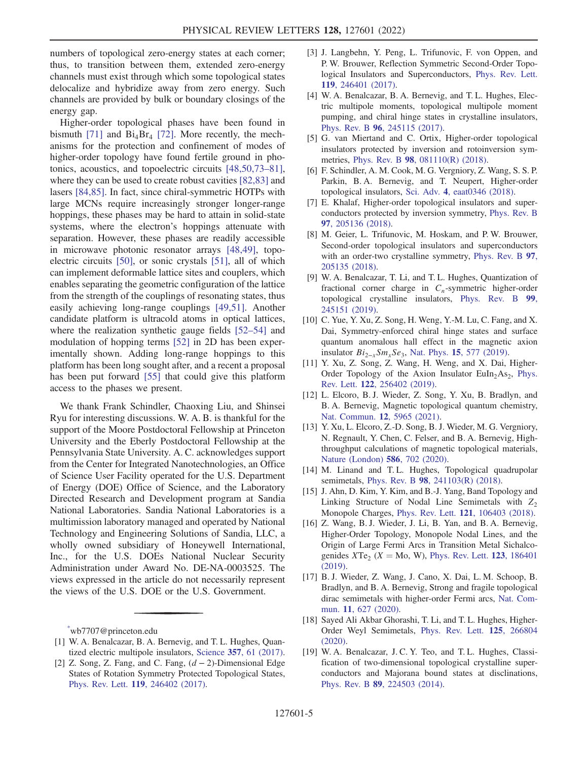numbers of topological zero-energy states at each corner; thus, to transition between them, extended zero-energy channels must exist through which some topological states delocalize and hybridize away from zero energy. Such channels are provided by bulk or boundary closings of the energy gap.

Higher-order topological phases have been found in bismuth [71] and $Bi_4Br_4$ [72]. More recently, the mechanisms for the protection and confinement of modes of higher-order topology have found fertile ground in photonics, acoustics, and topoelectric circuits [48,50,73–81], where they can be used to create robust cavities [82,83] and lasers [84,85]. In fact, since chiral-symmetric HOTPs with large MCNs require increasingly stronger longer-range hoppings, these phases may be hard to attain in solid-state systems, where the electron's hoppings attenuate with separation. However, these phases are readily accessible in microwave photonic resonator arrays [48,49], topoelectric circuits [50], or sonic crystals [51], all of which can implement deformable lattice sites and couplers, which enables separating the geometric configuration of the lattice from the strength of the couplings of resonating states, thus easily achieving long-range couplings [49,51]. Another candidate platform is ultracold atoms in optical lattices, where the realization synthetic gauge fields [52–54] and modulation of hopping terms [52] in 2D has been experimentally shown. Adding long-range hoppings to this platform has been long sought after, and a recent a proposal has been put forward [55] that could give this platform access to the phases we present.

We thank Frank Schindler, Chaoxing Liu, and Shinsei Ryu for interesting discussions. W. A. B. is thankful for the support of the Moore Postdoctoral Fellowship at Princeton University and the Eberly Postdoctoral Fellowship at the Pennsylvania State University. A. C. acknowledges support from the Center for Integrated Nanotechnologies, an Office of Science User Facility operated for the U.S. Department of Energy (DOE) Office of Science, and the Laboratory Directed Research and Development program at Sandia National Laboratories. Sandia National Laboratories is a multimission laboratory managed and operated by National Technology and Engineering Solutions of Sandia, LLC, a wholly owned subsidiary of Honeywell International, Inc., for the U.S. DOEs National Nuclear Security Administration under Award No. DE-NA-0003525. The views expressed in the article do not necessarily represent the views of the U.S. DOE or the U.S. Government.

---

[*] wb7707@princeton.edu

[1] W. A. Benalcazar, B. A. Bernevig, and T. L. Hughes, Quantized electric multipole insulators, Science **357**, 61 (2017).

[2] Z. Song, Z. Fang, and C. Fang, $(d-2)$-Dimensional Edge States of Rotation Symmetry Protected Topological States, Phys. Rev. Lett. **119**, 246402 (2017).

[3] J. Langbehn, Y. Peng, L. Trifunovic, F. von Oppen, and P. W. Brouwer, Reflection Symmetric Second-Order Topological Insulators and Superconductors, Phys. Rev. Lett. **119**, 246401 (2017).

[4] W. A. Benalcazar, B. A. Bernevig, and T. L. Hughes, Electric multipole moments, topological multipole moment pumping, and chiral hinge states in crystalline insulators, Phys. Rev. B **96**, 245115 (2017).

[5] G. van Miertand and C. Ortix, Higher-order topological insulators protected by inversion and rotoinversion symmetries, Phys. Rev. B **98**, 081110(R) (2018).

[6] F. Schindler, A. M. Cook, M. G. Vergniory, Z. Wang, S. S. P. Parkin, B. A. Bernevig, and T. Neupert, Higher-order topological insulators, Sci. Adv. **4**, eaat0346 (2018).

[7] E. Khalaf, Higher-order topological insulators and superconductors protected by inversion symmetry, Phys. Rev. B **97**, 205136 (2018).

[8] M. Geier, L. Trifunovic, M. Hoskam, and P. W. Brouwer, Second-order topological insulators and superconductors with an order-two crystalline symmetry, Phys. Rev. B **97**, 205135 (2018).

[9] W. A. Benalcazar, T. Li, and T. L. Hughes, Quantization of fractional corner charge in $C_n$-symmetric higher-order topological crystalline insulators, Phys. Rev. B **99**, 245151 (2019).

[10] C. Yue, Y. Xu, Z. Song, H. Weng, Y.-M. Lu, C. Fang, and X. Dai, Symmetry-enforced chiral hinge states and surface quantum anomalous hall effect in the magnetic axion insulator $Bi_{2-x}Sm_xSe_3$, Nat. Phys. **15**, 577 (2019).

[11] Y. Xu, Z. Song, Z. Wang, H. Weng, and X. Dai, Higher-Order Topology of the Axion Insulator $EuIn_2As_2$, Phys. Rev. Lett. **122**, 256402 (2019).

[12] L. Elcoro, B. J. Wieder, Z. Song, Y. Xu, B. Bradlyn, and B. A. Bernevig, Magnetic topological quantum chemistry, Nat. Commun. **12**, 5965 (2021).

[13] Y. Xu, L. Elcoro, Z.-D. Song, B. J. Wieder, M. G. Vergniory, N. Regnault, Y. Chen, C. Felser, and B. A. Bernevig, High-throughput calculations of magnetic topological materials, Nature (London) **586**, 702 (2020).

[14] M. Linand and T. L. Hughes, Topological quadrupolar semimetals, Phys. Rev. B **98**, 241103(R) (2018).

[15] J. Ahn, D. Kim, Y. Kim, and B.-J. Yang, Band Topology and Linking Structure of Nodal Line Semimetals with $Z_2$ Monopole Charges, Phys. Rev. Lett. **121**, 106403 (2018).

[16] Z. Wang, B. J. Wieder, J. Li, B. Yan, and B. A. Bernevig, Higher-Order Topology, Monopole Nodal Lines, and the Origin of Large Fermi Arcs in Transition Metal Sichalcogenides $XTe_2$ ($X=$ Mo, W), Phys. Rev. Lett. **123**, 186401 (2019).

[17] B. J. Wieder, Z. Wang, J. Cano, X. Dai, L. M. Schoop, B. Bradlyn, and B. A. Bernevig, Strong and fragile topological dirac semimetals with higher-order Fermi arcs, Nat. Commun. **11**, 627 (2020).

[18] Sayed Ali Akbar Ghorashi, T. Li, and T. L. Hughes, Higher-Order Weyl Semimetals, Phys. Rev. Lett. **125**, 266804 (2020).

[19] W. A. Benalcazar, J. C. Y. Teo, and T. L. Hughes, Classification of two-dimensional topological crystalline superconductors and Majorana bound states at disclinations, Phys. Rev. B **89**, 224503 (2014).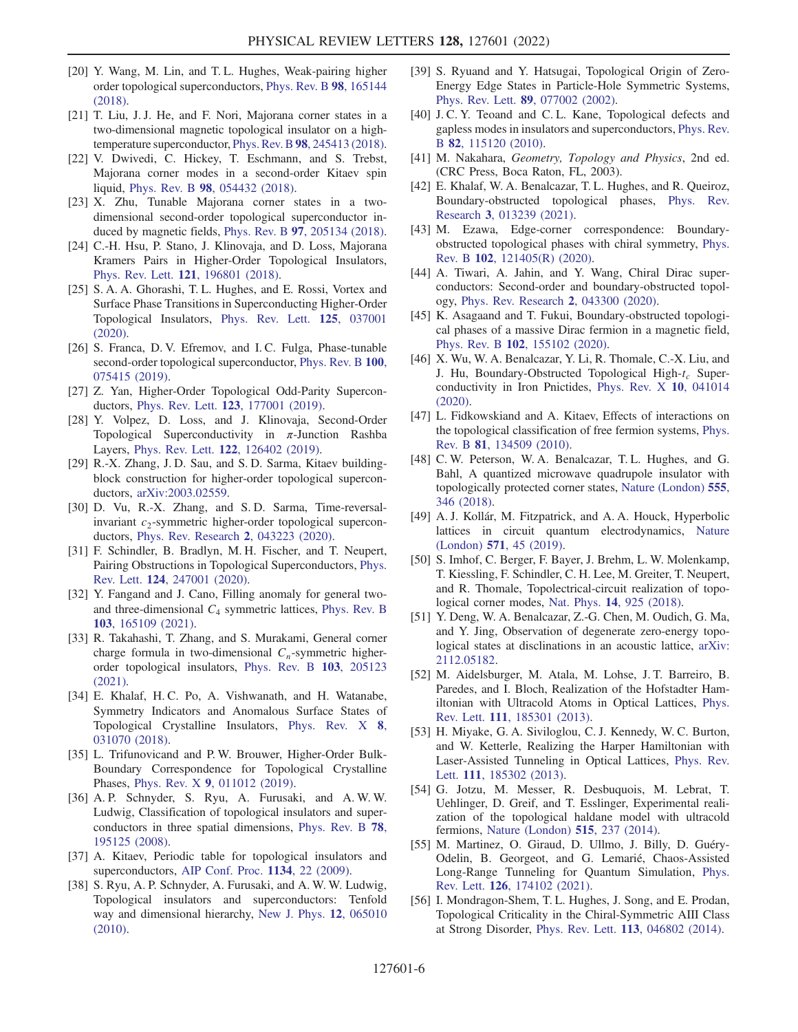[20] Y. Wang, M. Lin, and T. L. Hughes, Weak-pairing higher order topological superconductors, Phys. Rev. B 98, 165144 (2018).

[21] T. Liu, J. J. He, and F. Nori, Majorana corner states in a two-dimensional magnetic topological insulator on a high-temperature superconductor, Phys. Rev. B 98, 245413 (2018).

[22] V. Dwivedi, C. Hickey, T. Eschmann, and S. Trebst, Majorana corner modes in a second-order Kitaev spin liquid, Phys. Rev. B 98, 054432 (2018).

[23] X. Zhu, Tunable Majorana corner states in a two-dimensional second-order topological superconductor induced by magnetic fields, Phys. Rev. B 97, 205134 (2018).

[24] C.-H. Hsu, P. Stano, J. Klinovaja, and D. Loss, Majorana Kramers Pairs in Higher-Order Topological Insulators, Phys. Rev. Lett. 121, 196801 (2018).

[25] S. A. A. Ghorashi, T. L. Hughes, and E. Rossi, Vortex and Surface Phase Transitions in Superconducting Higher-Order Topological Insulators, Phys. Rev. Lett. 125, 037001 (2020).

[26] S. Franca, D. V. Efremov, and I. C. Fulga, Phase-tunable second-order topological superconductor, Phys. Rev. B 100, 075415 (2019).

[27] Z. Yan, Higher-Order Topological Odd-Parity Superconductors, Phys. Rev. Lett. 123, 177001 (2019).

[28] Y. Volpez, D. Loss, and J. Klinovaja, Second-Order Topological Superconductivity in $\pi$-Junction Rashba Layers, Phys. Rev. Lett. 122, 126402 (2019).

[29] R.-X. Zhang, J. D. Sau, and S. D. Sarma, Kitaev building-block construction for higher-order topological superconductors, arXiv:2003.02559.

[30] D. Vu, R.-X. Zhang, and S. D. Sarma, Time-reversal-invariant $c_2$-symmetric higher-order topological superconductors, Phys. Rev. Research 2, 043223 (2020).

[31] F. Schindler, B. Bradlyn, M. H. Fischer, and T. Neupert, Pairing Obstructions in Topological Superconductors, Phys. Rev. Lett. 124, 247001 (2020).

[32] Y. Fangand and J. Cano, Filling anomaly for general two- and three-dimensional $C_4$ symmetric lattices, Phys. Rev. B 103, 165109 (2021).

[33] R. Takahashi, T. Zhang, and S. Murakami, General corner charge formula in two-dimensional $C_n$-symmetric higher-order topological insulators, Phys. Rev. B 103, 205123 (2021).

[34] E. Khalaf, H. C. Po, A. Vishwanath, and H. Watanabe, Symmetry Indicators and Anomalous Surface States of Topological Crystalline Insulators, Phys. Rev. X 8, 031070 (2018).

[35] L. Trifunovicand and P. W. Brouwer, Higher-Order Bulk-Boundary Correspondence for Topological Crystalline Phases, Phys. Rev. X 9, 011012 (2019).

[36] A. P. Schnyder, S. Ryu, A. Furusaki, and A. W. W. Ludwig, Classification of topological insulators and superconductors in three spatial dimensions, Phys. Rev. B 78, 195125 (2008).

[37] A. Kitaev, Periodic table for topological insulators and superconductors, AIP Conf. Proc. 1134, 22 (2009).

[38] S. Ryu, A. P. Schnyder, A. Furusaki, and A. W. W. Ludwig, Topological insulators and superconductors: Tenfold way and dimensional hierarchy, New J. Phys. 12, 065010 (2010).

[39] S. Ryuand and Y. Hatsugai, Topological Origin of Zero-Energy Edge States in Particle-Hole Symmetric Systems, Phys. Rev. Lett. 89, 077002 (2002).

[40] J. C. Y. Teoand and C. L. Kane, Topological defects and gapless modes in insulators and superconductors, Phys. Rev. B 82, 115120 (2010).

[41] M. Nakahara, *Geometry, Topology and Physics*, 2nd ed. (CRC Press, Boca Raton, FL, 2003).

[42] E. Khalaf, W. A. Benalcazar, T. L. Hughes, and R. Queiroz, Boundary-obstructed topological phases, Phys. Rev. Research 3, 013239 (2021).

[43] M. Ezawa, Edge-corner correspondence: Boundary-obstructed topological phases with chiral symmetry, Phys. Rev. B 102, 121405(R) (2020).

[44] A. Tiwari, A. Jahin, and Y. Wang, Chiral Dirac superconductors: Second-order and boundary-obstructed topology, Phys. Rev. Research 2, 043300 (2020).

[45] K. Asagaand and T. Fukui, Boundary-obstructed topological phases of a massive Dirac fermion in a magnetic field, Phys. Rev. B 102, 155102 (2020).

[46] X. Wu, W. A. Benalcazar, Y. Li, R. Thomale, C.-X. Liu, and J. Hu, Boundary-Obstructed Topological High-$t_c$ Superconductivity in Iron Pnictides, Phys. Rev. X 10, 041014 (2020).

[47] L. Fidkowskiand and A. Kitaev, Effects of interactions on the topological classification of free fermion systems, Phys. Rev. B 81, 134509 (2010).

[48] C. W. Peterson, W. A. Benalcazar, T. L. Hughes, and G. Bahl, A quantized microwave quadrupole insulator with topologically protected corner states, Nature (London) 555, 346 (2018).

[49] A. J. Kollár, M. Fitzpatrick, and A. A. Houck, Hyperbolic lattices in circuit quantum electrodynamics, Nature (London) 571, 45 (2019).

[50] S. Imhof, C. Berger, F. Bayer, J. Brehm, L. W. Molenkamp, T. Kiessling, F. Schindler, C. H. Lee, M. Greiter, T. Neupert, and R. Thomale, Topolectrical-circuit realization of topological corner modes, Nat. Phys. 14, 925 (2018).

[51] Y. Deng, W. A. Benalcazar, Z.-G. Chen, M. Oudich, G. Ma, and Y. Jing, Observation of degenerate zero-energy topological states at disclinations in an acoustic lattice, arXiv:2112.05182.

[52] M. Aidelsburger, M. Atala, M. Lohse, J. T. Barreiro, B. Paredes, and I. Bloch, Realization of the Hofstadter Hamiltonian with Ultracold Atoms in Optical Lattices, Phys. Rev. Lett. 111, 185301 (2013).

[53] H. Miyake, G. A. Siviloglou, C. J. Kennedy, W. C. Burton, and W. Ketterle, Realizing the Harper Hamiltonian with Laser-Assisted Tunneling in Optical Lattices, Phys. Rev. Lett. 111, 185302 (2013).

[54] G. Jotzu, M. Messer, R. Desbuquois, M. Lebrat, T. Uehlinger, D. Greif, and T. Esslinger, Experimental realization of the topological haldane model with ultracold fermions, Nature (London) 515, 237 (2014).

[55] M. Martinez, O. Giraud, D. Ullmo, J. Billy, D. Guéry-Odelin, B. Georgeot, and G. Lemarié, Chaos-Assisted Long-Range Tunneling for Quantum Simulation, Phys. Rev. Lett. 126, 174102 (2021).

[56] I. Mondragon-Shem, T. L. Hughes, J. Song, and E. Prodan, Topological Criticality in the Chiral-Symmetric AIII Class at Strong Disorder, Phys. Rev. Lett. 113, 046802 (2014).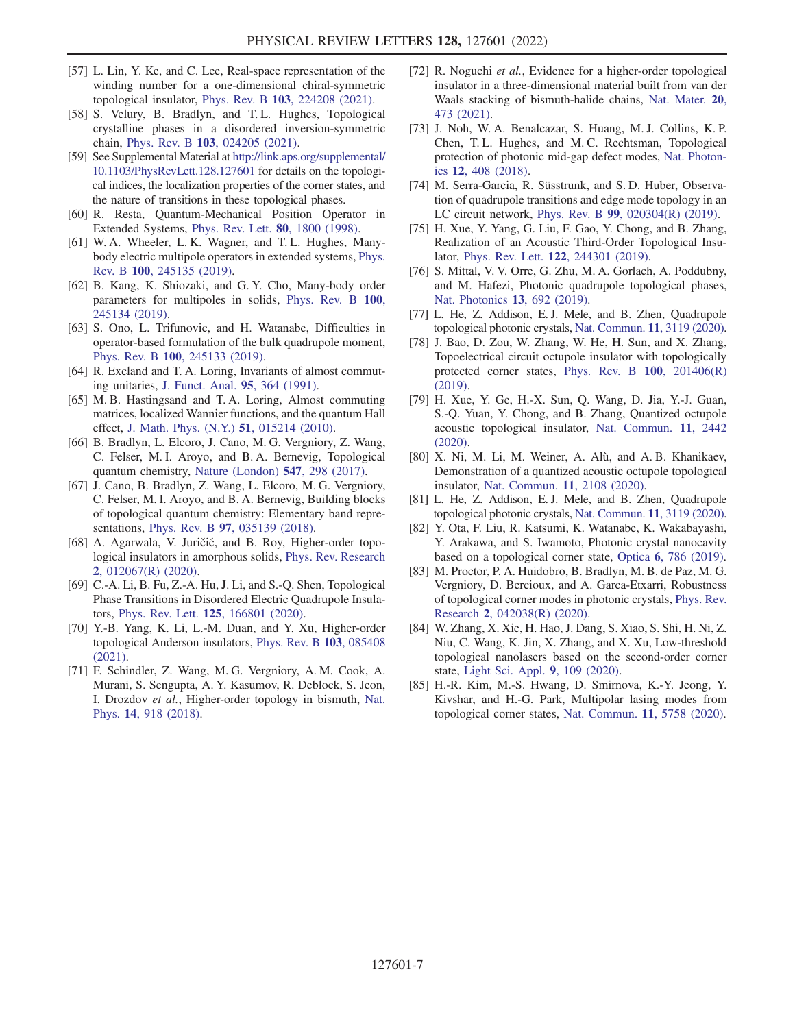[57] L. Lin, Y. Ke, and C. Lee, Real-space representation of the winding number for a one-dimensional chiral-symmetric topological insulator, Phys. Rev. B **103**, 224208 (2021).

[58] S. Velury, B. Bradlyn, and T. L. Hughes, Topological crystalline phases in a disordered inversion-symmetric chain, Phys. Rev. B **103**, 024205 (2021).

[59] See Supplemental Material at http://link.aps.org/supplemental/10.1103/PhysRevLett.128.127601 for details on the topological indices, the localization properties of the corner states, and the nature of transitions in these topological phases.

[60] R. Resta, Quantum-Mechanical Position Operator in Extended Systems, Phys. Rev. Lett. **80**, 1800 (1998).

[61] W. A. Wheeler, L. K. Wagner, and T. L. Hughes, Many-body electric multipole operators in extended systems, Phys. Rev. B **100**, 245135 (2019).

[62] B. Kang, K. Shiozaki, and G. Y. Cho, Many-body order parameters for multipoles in solids, Phys. Rev. B **100**, 245134 (2019).

[63] S. Ono, L. Trifunovic, and H. Watanabe, Difficulties in operator-based formulation of the bulk quadrupole moment, Phys. Rev. B **100**, 245133 (2019).

[64] R. Exeland and T. A. Loring, Invariants of almost commuting unitaries, J. Funct. Anal. **95**, 364 (1991).

[65] M. B. Hastingsand and T. A. Loring, Almost commuting matrices, localized Wannier functions, and the quantum Hall effect, J. Math. Phys. (N.Y.) **51**, 015214 (2010).

[66] B. Bradlyn, L. Elcoro, J. Cano, M. G. Vergniory, Z. Wang, C. Felser, M. I. Aroyo, and B. A. Bernevig, Topological quantum chemistry, Nature (London) **547**, 298 (2017).

[67] J. Cano, B. Bradlyn, Z. Wang, L. Elcoro, M. G. Vergniory, C. Felser, M. I. Aroyo, and B. A. Bernevig, Building blocks of topological quantum chemistry: Elementary band representations, Phys. Rev. B **97**, 035139 (2018).

[68] A. Agarwala, V. Juričić, and B. Roy, Higher-order topological insulators in amorphous solids, Phys. Rev. Research **2**, 012067(R) (2020).

[69] C.-A. Li, B. Fu, Z.-A. Hu, J. Li, and S.-Q. Shen, Topological Phase Transitions in Disordered Electric Quadrupole Insulators, Phys. Rev. Lett. **125**, 166801 (2020).

[70] Y.-B. Yang, K. Li, L.-M. Duan, and Y. Xu, Higher-order topological Anderson insulators, Phys. Rev. B **103**, 085408 (2021).

[71] F. Schindler, Z. Wang, M. G. Vergniory, A. M. Cook, A. Murani, S. Sengupta, A. Y. Kasumov, R. Deblock, S. Jeon, I. Drozdov *et al.*, Higher-order topology in bismuth, Nat. Phys. **14**, 918 (2018).

[72] R. Noguchi *et al.*, Evidence for a higher-order topological insulator in a three-dimensional material built from van der Waals stacking of bismuth-halide chains, Nat. Mater. **20**, 473 (2021).

[73] J. Noh, W. A. Benalcazar, S. Huang, M. J. Collins, K. P. Chen, T. L. Hughes, and M. C. Rechtsman, Topological protection of photonic mid-gap defect modes, Nat. Photonics **12**, 408 (2018).

[74] M. Serra-Garcia, R. Süsstrunk, and S. D. Huber, Observation of quadrupole transitions and edge mode topology in an LC circuit network, Phys. Rev. B **99**, 020304(R) (2019).

[75] H. Xue, Y. Yang, G. Liu, F. Gao, Y. Chong, and B. Zhang, Realization of an Acoustic Third-Order Topological Insulator, Phys. Rev. Lett. **122**, 244301 (2019).

[76] S. Mittal, V. V. Orre, G. Zhu, M. A. Gorlach, A. Poddubny, and M. Hafezi, Photonic quadrupole topological phases, Nat. Photonics **13**, 692 (2019).

[77] L. He, Z. Addison, E. J. Mele, and B. Zhen, Quadrupole topological photonic crystals, Nat. Commun. **11**, 3119 (2020).

[78] J. Bao, D. Zou, W. Zhang, W. He, H. Sun, and X. Zhang, Topoelectrical circuit octupole insulator with topologically protected corner states, Phys. Rev. B **100**, 201406(R) (2019).

[79] H. Xue, Y. Ge, H.-X. Sun, Q. Wang, D. Jia, Y.-J. Guan, S.-Q. Yuan, Y. Chong, and B. Zhang, Quantized octupole acoustic topological insulator, Nat. Commun. **11**, 2442 (2020).

[80] X. Ni, M. Li, M. Weiner, A. Alù, and A. B. Khanikaev, Demonstration of a quantized acoustic octupole topological insulator, Nat. Commun. **11**, 2108 (2020).

[81] L. He, Z. Addison, E. J. Mele, and B. Zhen, Quadrupole topological photonic crystals, Nat. Commun. **11**, 3119 (2020).

[82] Y. Ota, F. Liu, R. Katsumi, K. Watanabe, K. Wakabayashi, Y. Arakawa, and S. Iwamoto, Photonic crystal nanocavity based on a topological corner state, Optica **6**, 786 (2019).

[83] M. Proctor, P. A. Huidobro, B. Bradlyn, M. B. de Paz, M. G. Vergniory, D. Bercioux, and A. Garca-Etxarri, Robustness of topological corner modes in photonic crystals, Phys. Rev. Research **2**, 042038(R) (2020).

[84] W. Zhang, X. Xie, H. Hao, J. Dang, S. Xiao, S. Shi, H. Ni, Z. Niu, C. Wang, K. Jin, X. Zhang, and X. Xu, Low-threshold topological nanolasers based on the second-order corner state, Light Sci. Appl. **9**, 109 (2020).

[85] H.-R. Kim, M.-S. Hwang, D. Smirnova, K.-Y. Jeong, Y. Kivshar, and H.-G. Park, Multipolar lasing modes from topological corner states, Nat. Commun. **11**, 5758 (2020).